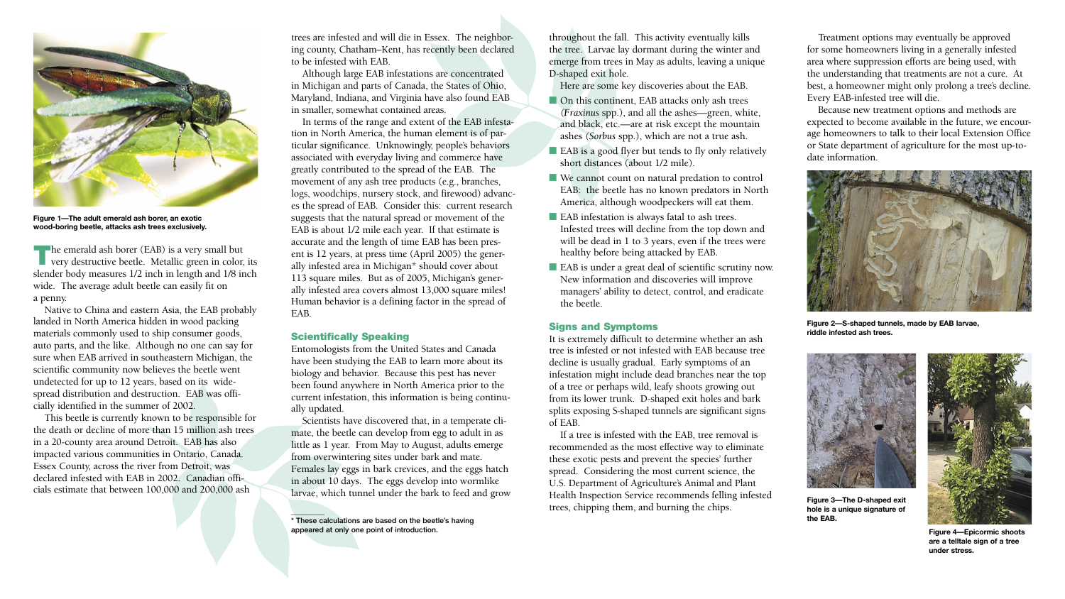Figure 1—The adult emerald ash borer, an exotic wood-boring beetle, attacks ash trees exclusively.

The emerald ash borer (EAB) is a very small but very destructive beetle. Metallic green in color, its slender body measures 1/2 inch in length and 1/8 inch wide. The average adult beetle can easily fit on a penny.

Native to China and eastern Asia, the EAB probably landed in North America hidden in wood packing materials commonly used to ship consumer goods, auto parts, and the like. Although no one can say for sure when EAB arrived in southeastern Michigan, the scientific community now believes the beetle went undetected for up to 12 years, based on its wide-spread distribution and destruction. EAB was officially identified in the summer of 2002.

This beetle is currently known to be responsible for the death or decline of more than 15 million ash trees in a 20-county area around Detroit. EAB has also impacted various communities in Ontario, Canada. Essex County, across the river from Detroit, was declared infested with EAB in 2002. Canadian officials estimate that between 100,000 and 200,000 ash trees are infested and will die in Essex. The neighboring county, Chatham–Kent, has recently been declared to be infested with EAB.

Although large EAB infestations are concentrated in Michigan and parts of Canada, the States of Ohio, Maryland, Indiana, and Virginia have also found EAB in smaller, somewhat contained areas.

In terms of the range and extent of the EAB infestation in North America, the human element is of particular significance. Unknowingly, people's behaviors associated with everyday living and commerce have greatly contributed to the spread of the EAB. The movement of any ash tree products (e.g., branches, logs, woodchips, nursery stock, and firewood) advances the spread of EAB. Consider this: current research suggests that the natural spread or movement of the EAB is about 1/2 mile each year. If that estimate is accurate and the length of time EAB has been present is 12 years, at press time (April 2005) the generally infested area in Michigan* should cover about 113 square miles. But as of 2005, Michigan's generally infested area covers almost 13,000 square miles! Human behavior is a defining factor in the spread of EAB.

## Scientifically Speaking

Entomologists from the United States and Canada have been studying the EAB to learn more about its biology and behavior. Because this pest has never been found anywhere in North America prior to the current infestation, this information is being continually updated.

Scientists have discovered that, in a temperate climate, the beetle can develop from egg to adult in as little as 1 year. From May to August, adults emerge from overwintering sites under bark and mate. Females lay eggs in bark crevices, and the eggs hatch in about 10 days. The eggs develop into wormlike larvae, which tunnel under the bark to feed and grow throughout the fall. This activity eventually kills the tree. Larvae lay dormant during the winter and emerge from trees in May as adults, leaving a unique D-shaped exit hole.

Here are some key discoveries about the EAB.

- On this continent, EAB attacks only ash trees (*Fraxinus* spp.), and all the ashes—green, white, and black, etc.—are at risk except the mountain ashes (*Sorbus* spp.), which are not a true ash.
- EAB is a good flyer but tends to fly only relatively short distances (about 1/2 mile).
- We cannot count on natural predation to control EAB: the beetle has no known predators in North America, although woodpeckers will eat them.
- EAB infestation is always fatal to ash trees. Infested trees will decline from the top down and will be dead in 1 to 3 years, even if the trees were healthy before being attacked by EAB.
- EAB is under a great deal of scientific scrutiny now. New information and discoveries will improve managers' ability to detect, control, and eradicate the beetle.

\* These calculations are based on the beetle's having appeared at only one point of introduction.

## Signs and Symptoms

It is extremely difficult to determine whether an ash tree is infested or not infested with EAB because tree decline is usually gradual. Early symptoms of an infestation might include dead branches near the top of a tree or perhaps wild, leafy shoots growing out from its lower trunk. D-shaped exit holes and bark splits exposing S-shaped tunnels are significant signs of EAB.

If a tree is infested with the EAB, tree removal is recommended as the most effective way to eliminate these exotic pests and prevent the species' further spread. Considering the most current science, the U.S. Department of Agriculture's Animal and Plant Health Inspection Service recommends felling infested trees, chipping them, and burning the chips.

Treatment options may eventually be approved for some homeowners living in a generally infested area where suppression efforts are being used, with the understanding that treatments are not a cure. At best, a homeowner might only prolong a tree's decline. Every EAB-infested tree will die.

Because new treatment options and methods are expected to become available in the future, we encourage homeowners to talk to their local Extension Office or State department of agriculture for the most up-to-date information.

Figure 2—S-shaped tunnels, made by EAB larvae, riddle infested ash trees.

Figure 3—The D-shaped exit hole is a unique signature of the EAB.

Figure 4—Epicormic shoots are a telltale sign of a tree under stress.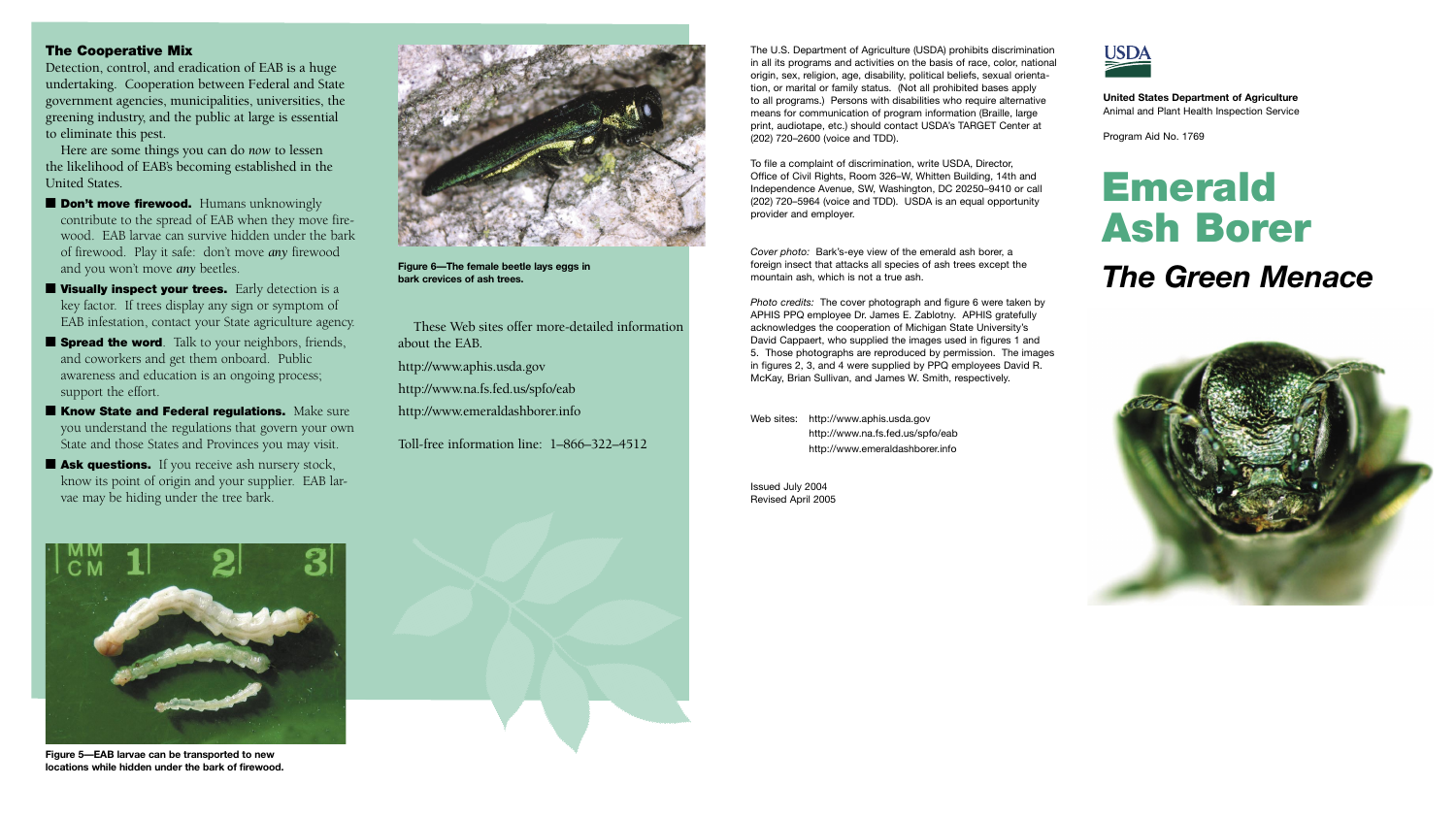## The Cooperative Mix

Detection, control, and eradication of EAB is a huge undertaking. Cooperation between Federal and State government agencies, municipalities, universities, the greening industry, and the public at large is essential to eliminate this pest.

Here are some things you can do *now* to lessen the likelihood of EAB's becoming established in the United States.

- **Don't move firewood.** Humans unknowingly contribute to the spread of EAB when they move firewood. EAB larvae can survive hidden under the bark of firewood. Play it safe: don't move *any* firewood and you won't move *any* beetles.
- **Visually inspect your trees.** Early detection is a key factor. If trees display any sign or symptom of EAB infestation, contact your State agriculture agency.
- **Spread the word**. Talk to your neighbors, friends, and coworkers and get them onboard. Public awareness and education is an ongoing process; support the effort.
- **Know State and Federal regulations.** Make sure you understand the regulations that govern your own State and those States and Provinces you may visit.
- **Ask questions.** If you receive ash nursery stock, know its point of origin and your supplier. EAB larvae may be hiding under the tree bark.

**Figure 5—EAB larvae can be transported to new locations while hidden under the bark of firewood.**

**Figure 6—The female beetle lays eggs in bark crevices of ash trees.**

These Web sites offer more-detailed information about the EAB.

http://www.aphis.usda.gov

http://www.na.fs.fed.us/spfo/eab

http://www.emeraldashborer.info

Toll-free information line: 1–866–322–4512

The U.S. Department of Agriculture (USDA) prohibits discrimination in all its programs and activities on the basis of race, color, national origin, sex, religion, age, disability, political beliefs, sexual orientation, or marital or family status. (Not all prohibited bases apply to all programs.) Persons with disabilities who require alternative means for communication of program information (Braille, large print, audiotape, etc.) should contact USDA's TARGET Center at (202) 720–2600 (voice and TDD).

To file a complaint of discrimination, write USDA, Director, Office of Civil Rights, Room 326–W, Whitten Building, 14th and Independence Avenue, SW, Washington, DC 20250–9410 or call (202) 720–5964 (voice and TDD). USDA is an equal opportunity provider and employer.

*Cover photo:* Bark's-eye view of the emerald ash borer, a foreign insect that attacks all species of ash trees except the mountain ash, which is not a true ash.

*Photo credits:* The cover photograph and figure 6 were taken by APHIS PPQ employee Dr. James E. Zablotny. APHIS gratefully acknowledges the cooperation of Michigan State University's David Cappaert, who supplied the images used in figures 1 and 5. Those photographs are reproduced by permission. The images in figures 2, 3, and 4 were supplied by PPQ employees David R. McKay, Brian Sullivan, and James W. Smith, respectively.

Web sites: http://www.aphis.usda.gov
http://www.na.fs.fed.us/spfo/eab
http://www.emeraldashborer.info

Issued July 2004
Revised April 2005

USDA

**United States Department of Agriculture**
Animal and Plant Health Inspection Service

Program Aid No. 1769

# Emerald Ash Borer

## *The Green Menace*